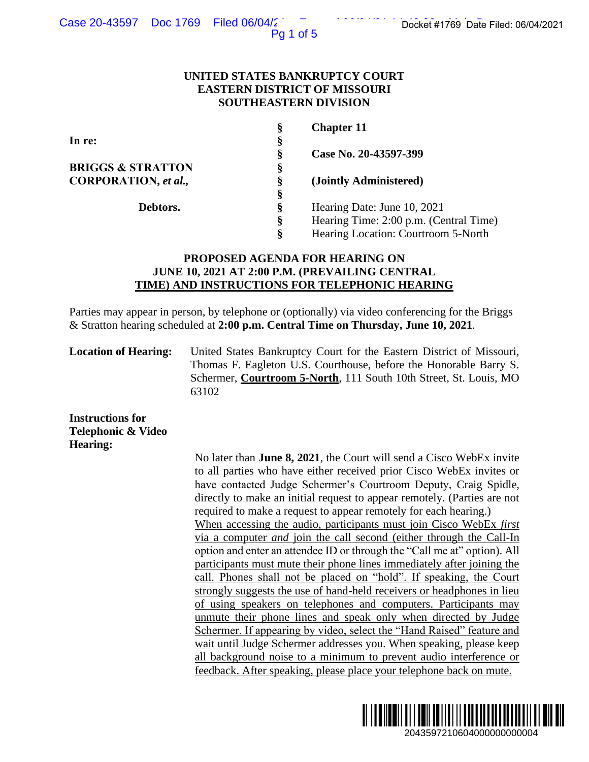**UNITED STATES BANKRUPTCY COURT**
**EASTERN DISTRICT OF MISSOURI**
**SOUTHEASTERN DIVISION**

| | | |
|---|---|---|
| **In re:** | § | **Chapter 11** |
| | § | |
| **BRIGGS & STRATTON CORPORATION, *et al.*,** | § | **Case No. 20-43597-399** |
| | § | **(Jointly Administered)** |
| **Debtors.** | § | Hearing Date: June 10, 2021 |
| | § | Hearing Time: 2:00 p.m. (Central Time) |
| | § | Hearing Location: Courtroom 5-North |

**PROPOSED AGENDA FOR HEARING ON JUNE 10, 2021 AT 2:00 P.M. (PREVAILING CENTRAL TIME) AND INSTRUCTIONS FOR TELEPHONIC HEARING**

Parties may appear in person, by telephone or (optionally) via video conferencing for the Briggs & Stratton hearing scheduled at **2:00 p.m. Central Time on Thursday, June 10, 2021**.

**Location of Hearing:** United States Bankruptcy Court for the Eastern District of Missouri, Thomas F. Eagleton U.S. Courthouse, before the Honorable Barry S. Schermer, **Courtroom 5-North**, 111 South 10th Street, St. Louis, MO 63102

**Instructions for Telephonic & Video Hearing:**

No later than **June 8, 2021**, the Court will send a Cisco WebEx invite to all parties who have either received prior Cisco WebEx invites or have contacted Judge Schermer's Courtroom Deputy, Craig Spidle, directly to make an initial request to appear remotely. (Parties are not required to make a request to appear remotely for each hearing.)

When accessing the audio, participants must join Cisco WebEx *first* via a computer *and* join the call second (either through the Call-In option and enter an attendee ID or through the "Call me at" option). All participants must mute their phone lines immediately after joining the call. Phones shall not be placed on "hold". If speaking, the Court strongly suggests the use of hand-held receivers or headphones in lieu of using speakers on telephones and computers. Participants may unmute their phone lines and speak only when directed by Judge Schermer. If appearing by video, select the "Hand Raised" feature and wait until Judge Schermer addresses you. When speaking, please keep all background noise to a minimum to prevent audio interference or feedback. After speaking, please place your telephone back on mute.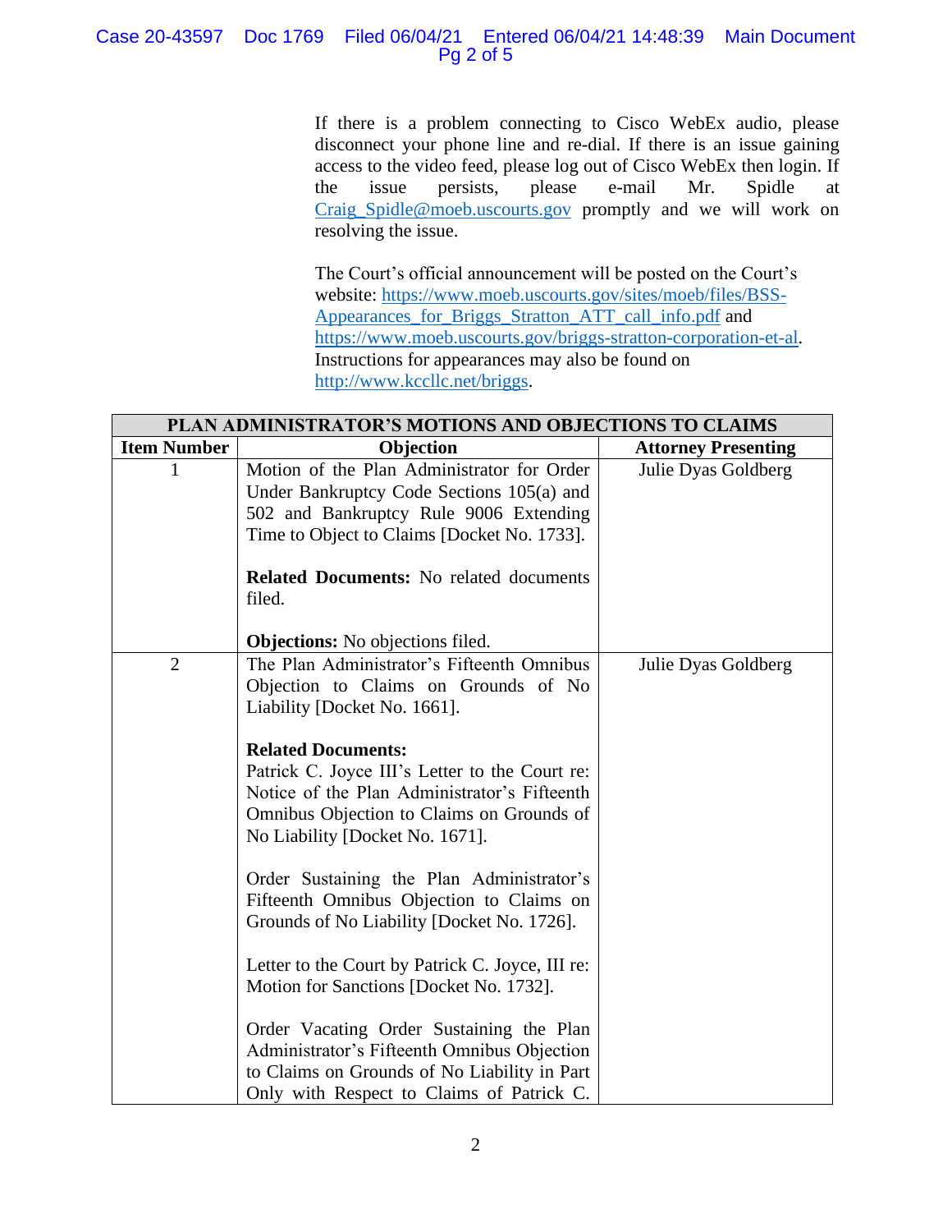If there is a problem connecting to Cisco WebEx audio, please disconnect your phone line and re-dial. If there is an issue gaining access to the video feed, please log out of Cisco WebEx then login. If the issue persists, please e-mail Mr. Spidle at Craig_Spidle@moeb.uscourts.gov promptly and we will work on resolving the issue.

The Court's official announcement will be posted on the Court's website: https://www.moeb.uscourts.gov/sites/moeb/files/BSS-Appearances_for_Briggs_Stratton_ATT_call_info.pdf and https://www.moeb.uscourts.gov/briggs-stratton-corporation-et-al. Instructions for appearances may also be found on http://www.kccllc.net/briggs.

| PLAN ADMINISTRATOR'S MOTIONS AND OBJECTIONS TO CLAIMS | | |
|---|---|---|
| **Item Number** | **Objection** | **Attorney Presenting** |
| 1 | Motion of the Plan Administrator for Order Under Bankruptcy Code Sections 105(a) and 502 and Bankruptcy Rule 9006 Extending Time to Object to Claims [Docket No. 1733].<br><br>**Related Documents:** No related documents filed.<br><br>**Objections:** No objections filed. | Julie Dyas Goldberg |
| 2 | The Plan Administrator's Fifteenth Omnibus Objection to Claims on Grounds of No Liability [Docket No. 1661].<br><br>**Related Documents:**<br>Patrick C. Joyce III's Letter to the Court re: Notice of the Plan Administrator's Fifteenth Omnibus Objection to Claims on Grounds of No Liability [Docket No. 1671].<br><br>Order Sustaining the Plan Administrator's Fifteenth Omnibus Objection to Claims on Grounds of No Liability [Docket No. 1726].<br><br>Letter to the Court by Patrick C. Joyce, III re: Motion for Sanctions [Docket No. 1732].<br><br>Order Vacating Order Sustaining the Plan Administrator's Fifteenth Omnibus Objection to Claims on Grounds of No Liability in Part Only with Respect to Claims of Patrick C. | Julie Dyas Goldberg |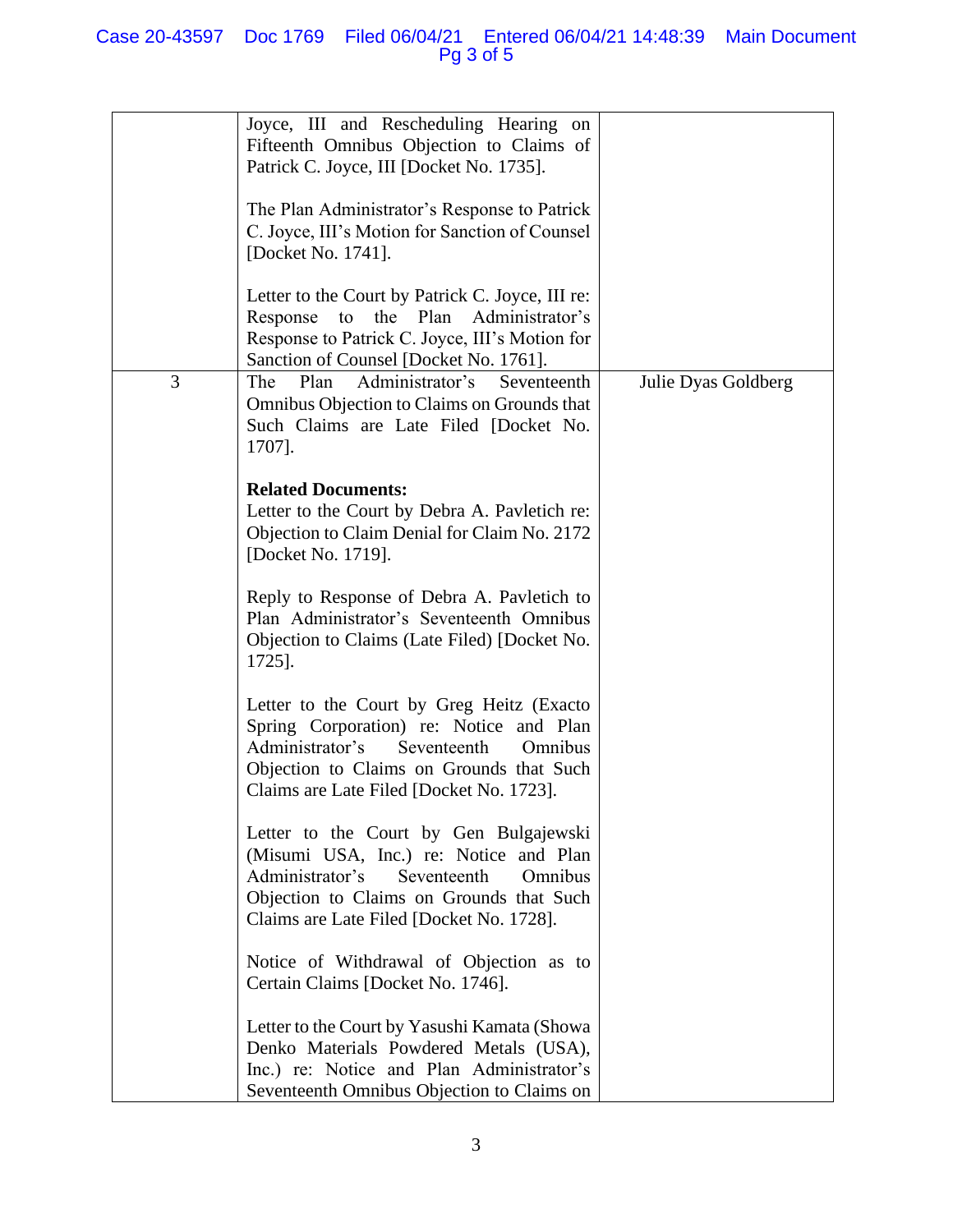| | | |
|---|---|---|
| | Joyce, III and Rescheduling Hearing on Fifteenth Omnibus Objection to Claims of Patrick C. Joyce, III [Docket No. 1735].<br><br>The Plan Administrator's Response to Patrick C. Joyce, III's Motion for Sanction of Counsel [Docket No. 1741].<br><br>Letter to the Court by Patrick C. Joyce, III re: Response to the Plan Administrator's Response to Patrick C. Joyce, III's Motion for Sanction of Counsel [Docket No. 1761]. | |
| 3 | The Plan Administrator's Seventeenth Omnibus Objection to Claims on Grounds that Such Claims are Late Filed [Docket No. 1707].<br><br>**Related Documents:**<br>Letter to the Court by Debra A. Pavletich re: Objection to Claim Denial for Claim No. 2172 [Docket No. 1719].<br><br>Reply to Response of Debra A. Pavletich to Plan Administrator's Seventeenth Omnibus Objection to Claims (Late Filed) [Docket No. 1725].<br><br>Letter to the Court by Greg Heitz (Exacto Spring Corporation) re: Notice and Plan Administrator's Seventeenth Omnibus Objection to Claims on Grounds that Such Claims are Late Filed [Docket No. 1723].<br><br>Letter to the Court by Gen Bulgajewski (Misumi USA, Inc.) re: Notice and Plan Administrator's Seventeenth Omnibus Objection to Claims on Grounds that Such Claims are Late Filed [Docket No. 1728].<br><br>Notice of Withdrawal of Objection as to Certain Claims [Docket No. 1746].<br><br>Letter to the Court by Yasushi Kamata (Showa Denko Materials Powdered Metals (USA), Inc.) re: Notice and Plan Administrator's Seventeenth Omnibus Objection to Claims on | Julie Dyas Goldberg |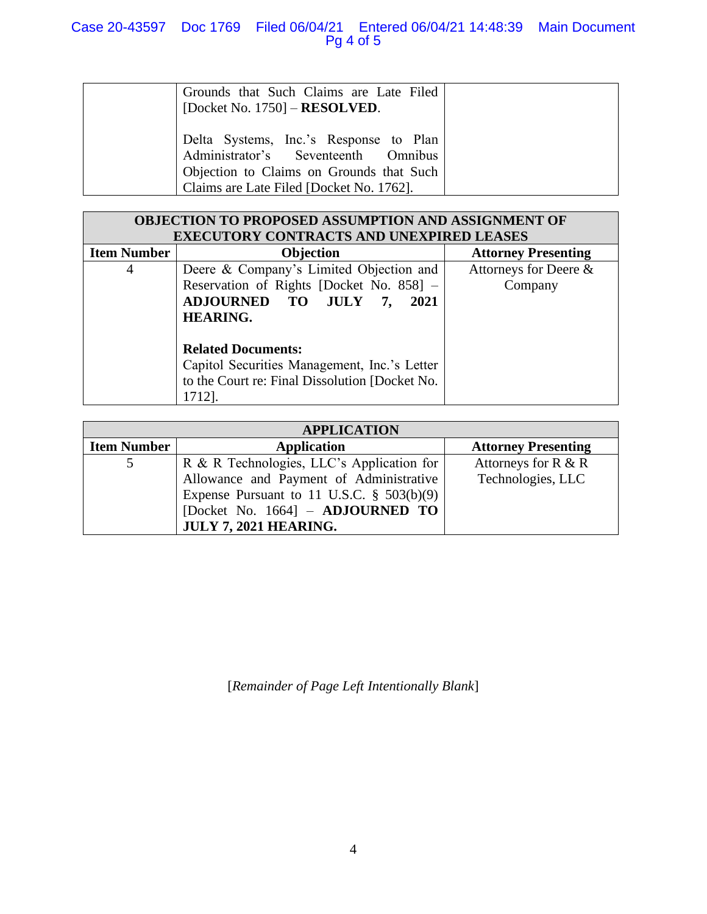| | | |
|---|---|---|
| | Grounds that Such Claims are Late Filed [Docket No. 1750] – **RESOLVED**.<br><br>Delta Systems, Inc.'s Response to Plan Administrator's Seventeenth Omnibus Objection to Claims on Grounds that Such Claims are Late Filed [Docket No. 1762]. | |

| **OBJECTION TO PROPOSED ASSUMPTION AND ASSIGNMENT OF EXECUTORY CONTRACTS AND UNEXPIRED LEASES** | | |
|---|---|---|
| **Item Number** | **Objection** | **Attorney Presenting** |
| 4 | Deere & Company's Limited Objection and Reservation of Rights [Docket No. 858] – **ADJOURNED TO JULY 7, 2021 HEARING.**<br><br>**Related Documents:**<br>Capitol Securities Management, Inc.'s Letter to the Court re: Final Dissolution [Docket No. 1712]. | Attorneys for Deere & Company |

| **APPLICATION** | | |
|---|---|---|
| **Item Number** | **Application** | **Attorney Presenting** |
| 5 | R & R Technologies, LLC's Application for Allowance and Payment of Administrative Expense Pursuant to 11 U.S.C. § 503(b)(9) [Docket No. 1664] – **ADJOURNED TO JULY 7, 2021 HEARING.** | Attorneys for R & R Technologies, LLC |

[*Remainder of Page Left Intentionally Blank*]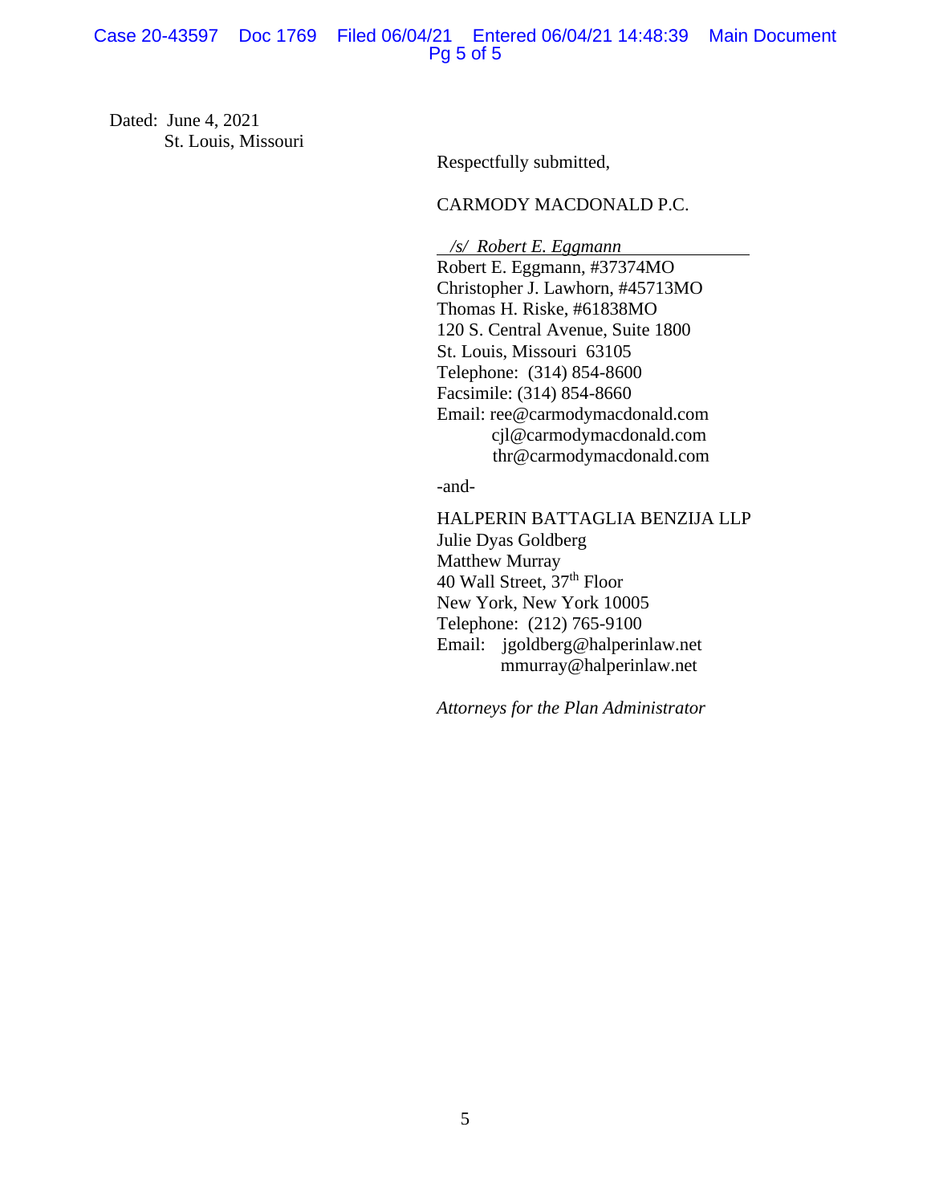Dated: June 4, 2021
St. Louis, Missouri

Respectfully submitted,

CARMODY MACDONALD P.C.

*/s/ Robert E. Eggmann*
Robert E. Eggmann, #37374MO
Christopher J. Lawhorn, #45713MO
Thomas H. Riske, #61838MO
120 S. Central Avenue, Suite 1800
St. Louis, Missouri 63105
Telephone: (314) 854-8600
Facsimile: (314) 854-8660
Email: ree@carmodymacdonald.com
cjl@carmodymacdonald.com
thr@carmodymacdonald.com

-and-

HALPERIN BATTAGLIA BENZIJA LLP
Julie Dyas Goldberg
Matthew Murray
40 Wall Street, 37th Floor
New York, New York 10005
Telephone: (212) 765-9100
Email: jgoldberg@halperinlaw.net
mmurray@halperinlaw.net

*Attorneys for the Plan Administrator*